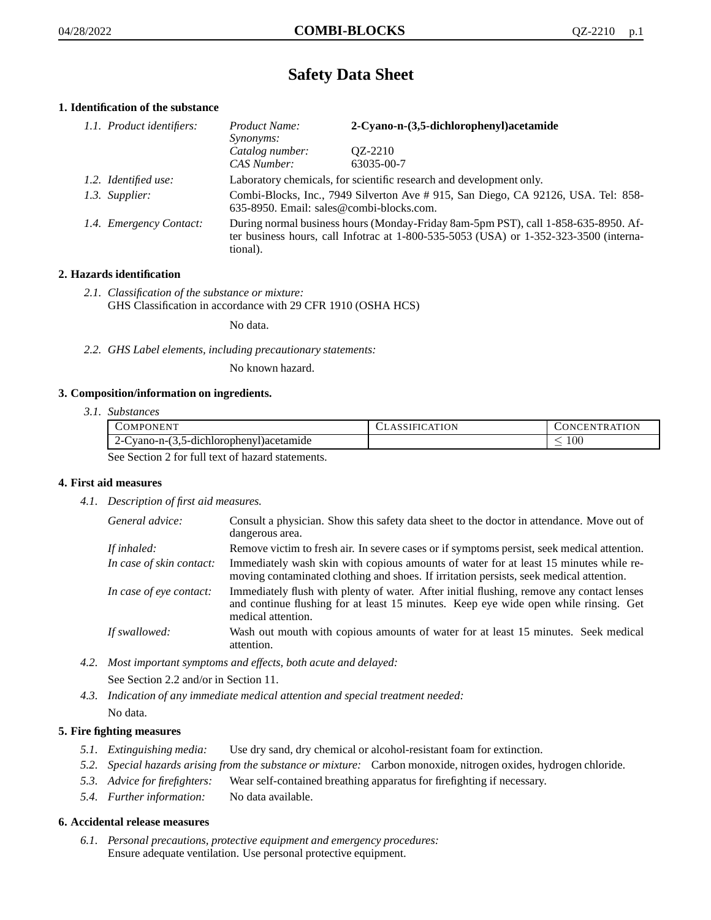# Safety Data Sheet

## 1. Identification of the substance

*1.1. Product identifiers:*

| | |
|---|---|
| *Product Name:* | **2-Cyano-n-(3,5-dichlorophenyl)acetamide** |
| *Synonyms:* | |
| *Catalog number:* | QZ-2210 |
| *CAS Number:* | 63035-00-7 |

*1.2. Identified use:* Laboratory chemicals, for scientific research and development only.

*1.3. Supplier:* Combi-Blocks, Inc., 7949 Silverton Ave # 915, San Diego, CA 92126, USA. Tel: 858-635-8950. Email: sales@combi-blocks.com.

*1.4. Emergency Contact:* During normal business hours (Monday-Friday 8am-5pm PST), call 1-858-635-8950. After business hours, call Infotrac at 1-800-535-5053 (USA) or 1-352-323-3500 (international).

## 2. Hazards identification

*2.1. Classification of the substance or mixture:*
GHS Classification in accordance with 29 CFR 1910 (OSHA HCS)

No data.

*2.2. GHS Label elements, including precautionary statements:*

No known hazard.

## 3. Composition/information on ingredients.

*3.1. Substances*

| Component | Classification | Concentration |
|---|---|---|
| 2-Cyano-n-(3,5-dichlorophenyl)acetamide | | $\leq 100$ |

See Section 2 for full text of hazard statements.

## 4. First aid measures

*4.1. Description of first aid measures.*

*General advice:* Consult a physician. Show this safety data sheet to the doctor in attendance. Move out of dangerous area.

*If inhaled:* Remove victim to fresh air. In severe cases or if symptoms persist, seek medical attention.

*In case of skin contact:* Immediately wash skin with copious amounts of water for at least 15 minutes while removing contaminated clothing and shoes. If irritation persists, seek medical attention.

*In case of eye contact:* Immediately flush with plenty of water. After initial flushing, remove any contact lenses and continue flushing for at least 15 minutes. Keep eye wide open while rinsing. Get medical attention.

*If swallowed:* Wash out mouth with copious amounts of water for at least 15 minutes. Seek medical attention.

*4.2. Most important symptoms and effects, both acute and delayed:*

See Section 2.2 and/or in Section 11.

*4.3. Indication of any immediate medical attention and special treatment needed:*

No data.

## 5. Fire fighting measures

*5.1. Extinguishing media:* Use dry sand, dry chemical or alcohol-resistant foam for extinction.

*5.2. Special hazards arising from the substance or mixture:* Carbon monoxide, nitrogen oxides, hydrogen chloride.

*5.3. Advice for firefighters:* Wear self-contained breathing apparatus for firefighting if necessary.

*5.4. Further information:* No data available.

## 6. Accidental release measures

*6.1. Personal precautions, protective equipment and emergency procedures:*
Ensure adequate ventilation. Use personal protective equipment.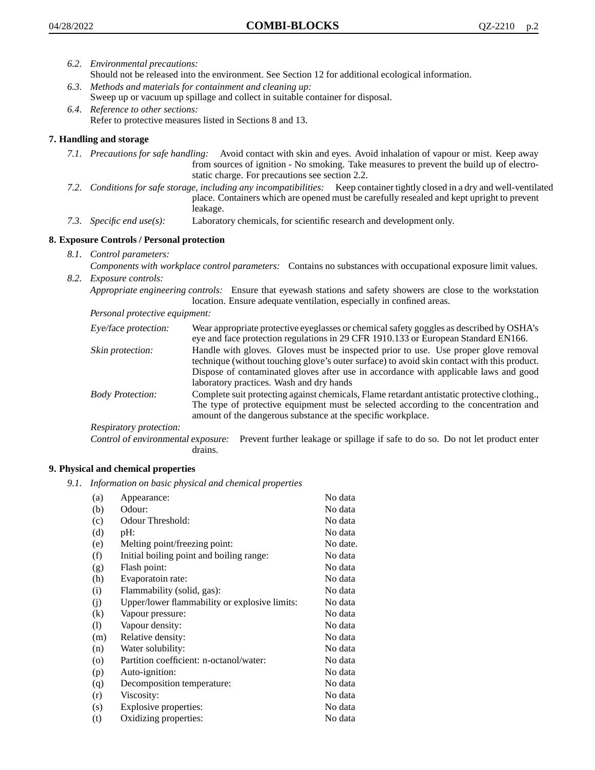6.2. *Environmental precautions:*
Should not be released into the environment. See Section 12 for additional ecological information.

6.3. *Methods and materials for containment and cleaning up:*
Sweep up or vacuum up spillage and collect in suitable container for disposal.

6.4. *Reference to other sections:*
Refer to protective measures listed in Sections 8 and 13.

## 7. Handling and storage

7.1. *Precautions for safe handling:* Avoid contact with skin and eyes. Avoid inhalation of vapour or mist. Keep away from sources of ignition - No smoking. Take measures to prevent the build up of electrostatic charge. For precautions see section 2.2.

7.2. *Conditions for safe storage, including any incompatibilities:* Keep container tightly closed in a dry and well-ventilated place. Containers which are opened must be carefully resealed and kept upright to prevent leakage.

7.3. *Specific end use(s):* Laboratory chemicals, for scientific research and development only.

## 8. Exposure Controls / Personal protection

8.1. *Control parameters:*
*Components with workplace control parameters:* Contains no substances with occupational exposure limit values.

8.2. *Exposure controls:*
*Appropriate engineering controls:* Ensure that eyewash stations and safety showers are close to the workstation location. Ensure adequate ventilation, especially in confined areas.

*Personal protective equipment:*

*Eye/face protection:* Wear appropriate protective eyeglasses or chemical safety goggles as described by OSHA's eye and face protection regulations in 29 CFR 1910.133 or European Standard EN166.

*Skin protection:* Handle with gloves. Gloves must be inspected prior to use. Use proper glove removal technique (without touching glove's outer surface) to avoid skin contact with this product. Dispose of contaminated gloves after use in accordance with applicable laws and good laboratory practices. Wash and dry hands

*Body Protection:* Complete suit protecting against chemicals, Flame retardant antistatic protective clothing., The type of protective equipment must be selected according to the concentration and amount of the dangerous substance at the specific workplace.

*Respiratory protection:*

*Control of environmental exposure:* Prevent further leakage or spillage if safe to do so. Do not let product enter drains.

## 9. Physical and chemical properties

9.1. *Information on basic physical and chemical properties*

| | | |
|---|---|---|
| (a) | Appearance: | No data |
| (b) | Odour: | No data |
| (c) | Odour Threshold: | No data |
| (d) | pH: | No data |
| (e) | Melting point/freezing point: | No date. |
| (f) | Initial boiling point and boiling range: | No data |
| (g) | Flash point: | No data |
| (h) | Evaporatoin rate: | No data |
| (i) | Flammability (solid, gas): | No data |
| (j) | Upper/lower flammability or explosive limits: | No data |
| (k) | Vapour pressure: | No data |
| (l) | Vapour density: | No data |
| (m) | Relative density: | No data |
| (n) | Water solubility: | No data |
| (o) | Partition coefficient: n-octanol/water: | No data |
| (p) | Auto-ignition: | No data |
| (q) | Decomposition temperature: | No data |
| (r) | Viscosity: | No data |
| (s) | Explosive properties: | No data |
| (t) | Oxidizing properties: | No data |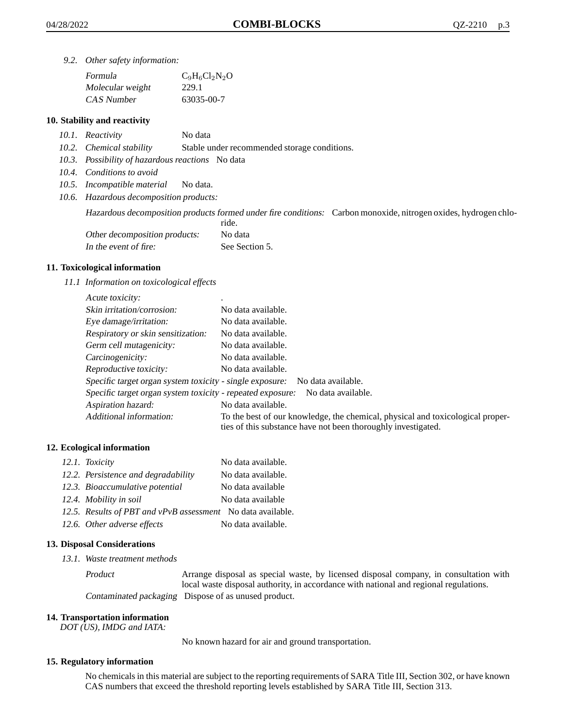*9.2. Other safety information:*

| | |
|---|---|
| *Formula* | $C_9H_6Cl_2N_2O$ |
| *Molecular weight* | 229.1 |
| *CAS Number* | 63035-00-7 |

## 10. Stability and reactivity

*10.1. Reactivity* No data

*10.2. Chemical stability* Stable under recommended storage conditions.

*10.3. Possibility of hazardous reactions* No data

*10.4. Conditions to avoid*

*10.5. Incompatible material* No data.

*10.6. Hazardous decomposition products:*

*Hazardous decomposition products formed under fire conditions:* Carbon monoxide, nitrogen oxides, hydrogen chloride.

*Other decomposition products:* No data

*In the event of fire:* See Section 5.

## 11. Toxicological information

*11.1 Information on toxicological effects*

| | |
|---|---|
| *Acute toxicity:* | . |
| *Skin irritation/corrosion:* | No data available. |
| *Eye damage/irritation:* | No data available. |
| *Respiratory or skin sensitization:* | No data available. |
| *Germ cell mutagenicity:* | No data available. |
| *Carcinogenicity:* | No data available. |
| *Reproductive toxicity:* | No data available. |
| *Specific target organ system toxicity - single exposure:* | No data available. |
| *Specific target organ system toxicity - repeated exposure:* | No data available. |
| *Aspiration hazard:* | No data available. |
| *Additional information:* | To the best of our knowledge, the chemical, physical and toxicological properties of this substance have not been thoroughly investigated. |

## 12. Ecological information

| | |
|---|---|
| *12.1. Toxicity* | No data available. |
| *12.2. Persistence and degradability* | No data available. |
| *12.3. Bioaccumulative potential* | No data available |
| *12.4. Mobility in soil* | No data available |
| *12.5. Results of PBT and vPvB assessment* | No data available. |
| *12.6. Other adverse effects* | No data available. |

## 13. Disposal Considerations

*13.1. Waste treatment methods*

*Product* Arrange disposal as special waste, by licensed disposal company, in consultation with local waste disposal authority, in accordance with national and regional regulations.

*Contaminated packaging* Dispose of as unused product.

## 14. Transportation information

*DOT (US), IMDG and IATA:*

No known hazard for air and ground transportation.

## 15. Regulatory information

No chemicals in this material are subject to the reporting requirements of SARA Title III, Section 302, or have known CAS numbers that exceed the threshold reporting levels established by SARA Title III, Section 313.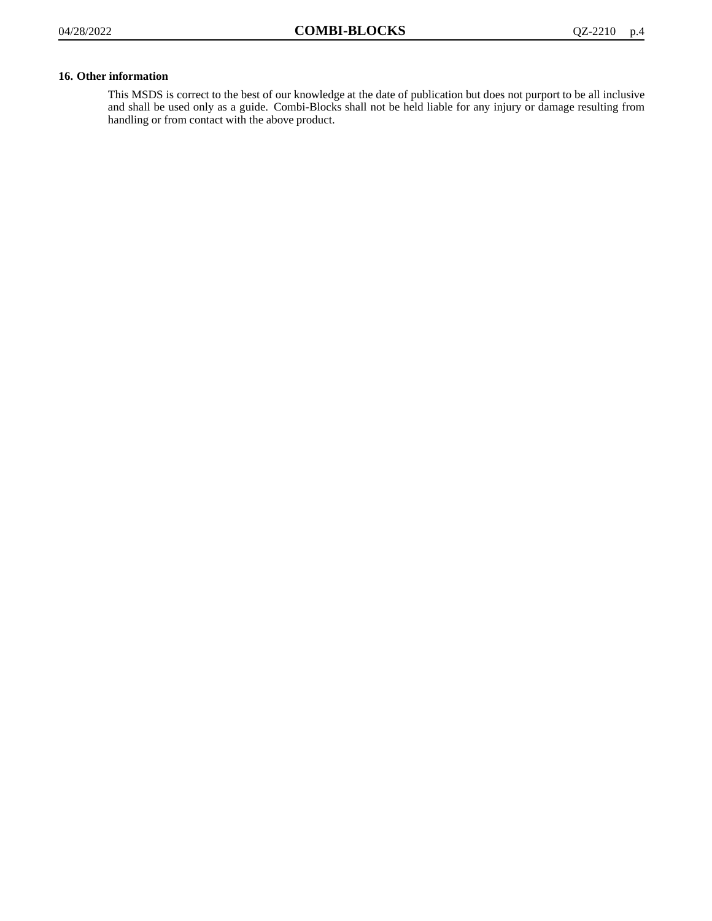## 16. Other information

This MSDS is correct to the best of our knowledge at the date of publication but does not purport to be all inclusive and shall be used only as a guide. Combi-Blocks shall not be held liable for any injury or damage resulting from handling or from contact with the above product.